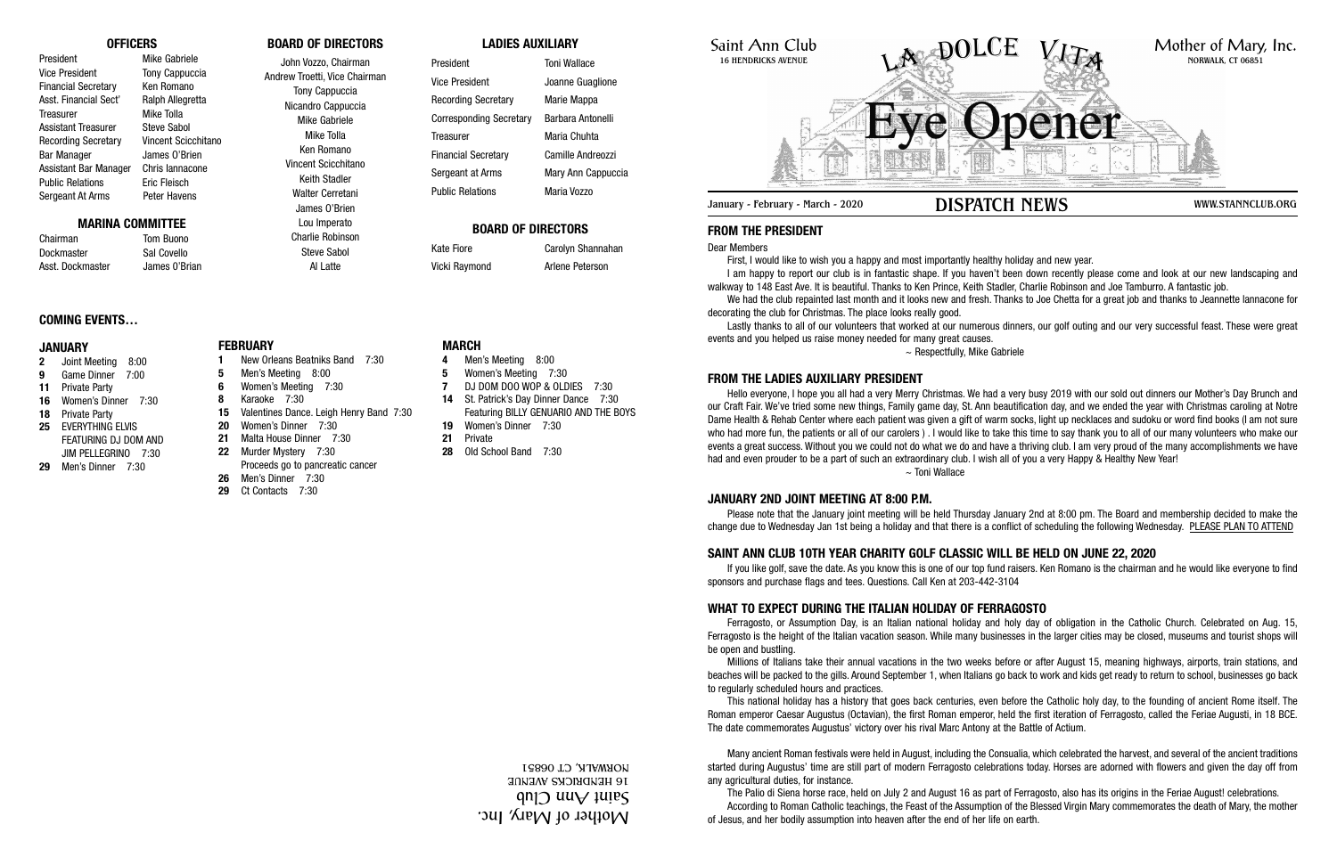Saint Ann Club
16 HENDRICKS AVENUE

LA DOLCE VITA

# Eye Opener

Mother of Mary, Inc.
NORWALK, CT 06851

January - February - March - 2020 **DISPATCH NEWS** WWW.STANNCLUB.ORG

## OFFICERS

| | |
|---|---|
| President | Mike Gabriele |
| Vice President | Tony Cappuccia |
| Financial Secretary | Ken Romano |
| Asst. Financial Sect' | Ralph Allegretta |
| Treasurer | Mike Tolla |
| Assistant Treasurer | Steve Sabol |
| Recording Secretary | Vincent Scicchitano |
| Bar Manager | James O'Brien |
| Assistant Bar Manager | Chris Iannacone |
| Public Relations | Eric Fleisch |
| Sergeant At Arms | Peter Havens |

## MARINA COMMITTEE

| | |
|---|---|
| Chairman | Tom Buono |
| Dockmaster | Sal Covello |
| Asst. Dockmaster | James O'Brian |

## BOARD OF DIRECTORS

John Vozzo, Chairman
Andrew Troetti, Vice Chairman
Tony Cappuccia
Nicandro Cappuccia
Mike Gabriele
Mike Tolla
Ken Romano
Vincent Scicchitano
Keith Stadler
Walter Cerretani
James O'Brien
Lou Imperato
Charlie Robinson
Steve Sabol
Al Latte

## LADIES AUXILIARY

| | |
|---|---|
| President | Toni Wallace |
| Vice President | Joanne Guaglione |
| Recording Secretary | Marie Mappa |
| Corresponding Secretary | Barbara Antonelli |
| Treasurer | Maria Chuhta |
| Financial Secretary | Camille Andreozzi |
| Sergeant at Arms | Mary Ann Cappuccia |
| Public Relations | Maria Vozzo |

## BOARD OF DIRECTORS

| | |
|---|---|
| Kate Fiore | Carolyn Shannahan |
| Vicki Raymond | Arlene Peterson |

## COMING EVENTS…

### JANUARY

- **2** Joint Meeting 8:00
- **9** Game Dinner 7:00
- **11** Private Party
- **16** Women's Dinner 7:30
- **18** Private Party
- **25** EVERYTHING ELVIS FEATURING DJ DOM AND JIM PELLEGRINO 7:30
- **29** Men's Dinner 7:30

### FEBRUARY

- **1** New Orleans Beatniks Band 7:30
- **5** Men's Meeting 8:00
- **6** Women's Meeting 7:30
- **8** Karaoke 7:30
- **15** Valentines Dance. Leigh Henry Band 7:30
- **20** Women's Dinner 7:30
- **21** Malta House Dinner 7:30
- **22** Murder Mystery 7:30 Proceeds go to pancreatic cancer
- **26** Men's Dinner 7:30
- **29** Ct Contacts 7:30

### MARCH

- **4** Men's Meeting 8:00
- **5** Women's Meeting 7:30
- **7** DJ DOM DOO WOP & OLDIES 7:30
- **14** St. Patrick's Day Dinner Dance 7:30 Featuring BILLY GENUARIO AND THE BOYS
- **19** Women's Dinner 7:30
- **21** Private
- **28** Old School Band 7:30

Mother of Mary, Inc.
Saint Ann Club
16 HENDRICKS AVENUE
NORWALK, CT 06851

## FROM THE PRESIDENT

Dear Members

First, I would like to wish you a happy and most importantly healthy holiday and new year.

I am happy to report our club is in fantastic shape. If you haven't been down recently please come and look at our new landscaping and walkway to 148 East Ave. It is beautiful. Thanks to Ken Prince, Keith Stadler, Charlie Robinson and Joe Tamburro. A fantastic job.

We had the club repainted last month and it looks new and fresh. Thanks to Joe Chetta for a great job and thanks to Jeannette Iannacone for decorating the club for Christmas. The place looks really good.

Lastly thanks to all of our volunteers that worked at our numerous dinners, our golf outing and our very successful feast. These were great events and you helped us raise money needed for many great causes.

~ Respectfully, Mike Gabriele

## FROM THE LADIES AUXILIARY PRESIDENT

Hello everyone, I hope you all had a very Merry Christmas. We had a very busy 2019 with our sold out dinners our Mother's Day Brunch and our Craft Fair. We've tried some new things, Family game day, St. Ann beautification day, and we ended the year with Christmas caroling at Notre Dame Health & Rehab Center where each patient was given a gift of warm socks, light up necklaces and sudoku or word find books (I am not sure who had more fun, the patients or all of our carolers ) . I would like to take this time to say thank you to all of our many volunteers who make our events a great success. Without you we could not do what we do and have a thriving club. I am very proud of the many accomplishments we have had and even prouder to be a part of such an extraordinary club. I wish all of you a very Happy & Healthy New Year!

~ Toni Wallace

## JANUARY 2ND JOINT MEETING AT 8:00 P.M.

Please note that the January joint meeting will be held Thursday January 2nd at 8:00 pm. The Board and membership decided to make the change due to Wednesday Jan 1st being a holiday and that there is a conflict of scheduling the following Wednesday. PLEASE PLAN TO ATTEND

## SAINT ANN CLUB 10TH YEAR CHARITY GOLF CLASSIC WILL BE HELD ON JUNE 22, 2020

If you like golf, save the date. As you know this is one of our top fund raisers. Ken Romano is the chairman and he would like everyone to find sponsors and purchase flags and tees. Questions. Call Ken at 203-442-3104

## WHAT TO EXPECT DURING THE ITALIAN HOLIDAY OF FERRAGOSTO

Ferragosto, or Assumption Day, is an Italian national holiday and holy day of obligation in the Catholic Church. Celebrated on Aug. 15, Ferragosto is the height of the Italian vacation season. While many businesses in the larger cities may be closed, museums and tourist shops will be open and bustling.

Millions of Italians take their annual vacations in the two weeks before or after August 15, meaning highways, airports, train stations, and beaches will be packed to the gills. Around September 1, when Italians go back to work and kids get ready to return to school, businesses go back to regularly scheduled hours and practices.

This national holiday has a history that goes back centuries, even before the Catholic holy day, to the founding of ancient Rome itself. The Roman emperor Caesar Augustus (Octavian), the first Roman emperor, held the first iteration of Ferragosto, called the Feriae Augusti, in 18 BCE. The date commemorates Augustus' victory over his rival Marc Antony at the Battle of Actium.

Many ancient Roman festivals were held in August, including the Consualia, which celebrated the harvest, and several of the ancient traditions started during Augustus' time are still part of modern Ferragosto celebrations today. Horses are adorned with flowers and given the day off from any agricultural duties, for instance.

The Palio di Siena horse race, held on July 2 and August 16 as part of Ferragosto, also has its origins in the Feriae August! celebrations.

According to Roman Catholic teachings, the Feast of the Assumption of the Blessed Virgin Mary commemorates the death of Mary, the mother of Jesus, and her bodily assumption into heaven after the end of her life on earth.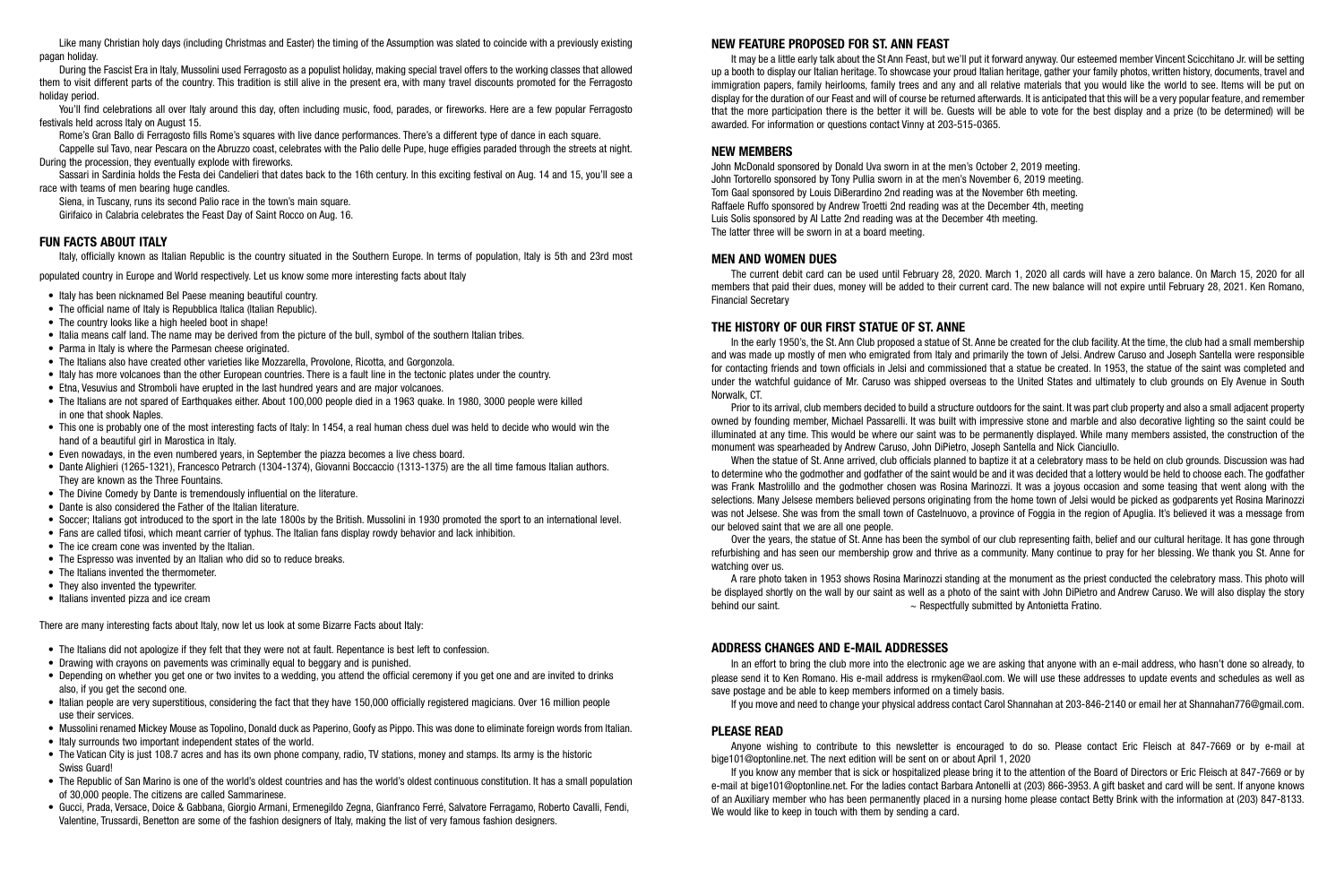Like many Christian holy days (including Christmas and Easter) the timing of the Assumption was slated to coincide with a previously existing pagan holiday.

During the Fascist Era in Italy, Mussolini used Ferragosto as a populist holiday, making special travel offers to the working classes that allowed them to visit different parts of the country. This tradition is still alive in the present era, with many travel discounts promoted for the Ferragosto holiday period.

You'll find celebrations all over Italy around this day, often including music, food, parades, or fireworks. Here are a few popular Ferragosto festivals held across Italy on August 15.

Rome's Gran Ballo di Ferragosto fills Rome's squares with live dance performances. There's a different type of dance in each square.

Cappelle sul Tavo, near Pescara on the Abruzzo coast, celebrates with the Palio delle Pupe, huge effigies paraded through the streets at night. During the procession, they eventually explode with fireworks.

Sassari in Sardinia holds the Festa dei Candelieri that dates back to the 16th century. In this exciting festival on Aug. 14 and 15, you'll see a race with teams of men bearing huge candles.

Siena, in Tuscany, runs its second Palio race in the town's main square.

Girifaico in Calabria celebrates the Feast Day of Saint Rocco on Aug. 16.

## FUN FACTS ABOUT ITALY

Italy, officially known as Italian Republic is the country situated in the Southern Europe. In terms of population, Italy is 5th and 23rd most populated country in Europe and World respectively. Let us know some more interesting facts about Italy

- Italy has been nicknamed Bel Paese meaning beautiful country.
- The official name of Italy is Repubblica Italica (Italian Republic).
- The country looks like a high heeled boot in shape!
- Italia means calf land. The name may be derived from the picture of the bull, symbol of the southern Italian tribes.
- Parma in Italy is where the Parmesan cheese originated.
- The Italians also have created other varieties like Mozzarella, Provolone, Ricotta, and Gorgonzola.
- Italy has more volcanoes than the other European countries. There is a fault line in the tectonic plates under the country.
- Etna, Vesuvius and Stromboli have erupted in the last hundred years and are major volcanoes.
- The Italians are not spared of Earthquakes either. About 100,000 people died in a 1963 quake. In 1980, 3000 people were killed in one that shook Naples.
- This one is probably one of the most interesting facts of Italy: In 1454, a real human chess duel was held to decide who would win the hand of a beautiful girl in Marostica in Italy.
- Even nowadays, in the even numbered years, in September the piazza becomes a live chess board.
- Dante Alighieri (1265-1321), Francesco Petrarch (1304-1374), Giovanni Boccaccio (1313-1375) are the all time famous Italian authors. They are known as the Three Fountains.
- The Divine Comedy by Dante is tremendously influential on the literature.
- Dante is also considered the Father of the Italian literature.
- Soccer; Italians got introduced to the sport in the late 1800s by the British. Mussolini in 1930 promoted the sport to an international level.
- Fans are called tifosi, which meant carrier of typhus. The Italian fans display rowdy behavior and lack inhibition.
- The ice cream cone was invented by the Italian.
- The Espresso was invented by an Italian who did so to reduce breaks.
- The Italians invented the thermometer.
- They also invented the typewriter.
- Italians invented pizza and ice cream

There are many interesting facts about Italy, now let us look at some Bizarre Facts about Italy:

- The Italians did not apologize if they felt that they were not at fault. Repentance is best left to confession.
- Drawing with crayons on pavements was criminally equal to beggary and is punished.
- Depending on whether you get one or two invites to a wedding, you attend the official ceremony if you get one and are invited to drinks also, if you get the second one.
- Italian people are very superstitious, considering the fact that they have 150,000 officially registered magicians. Over 16 million people use their services.
- Mussolini renamed Mickey Mouse as Topolino, Donald duck as Paperino, Goofy as Pippo. This was done to eliminate foreign words from Italian.
- Italy surrounds two important independent states of the world.
- The Vatican City is just 108.7 acres and has its own phone company, radio, TV stations, money and stamps. Its army is the historic Swiss Guard!
- The Republic of San Marino is one of the world's oldest countries and has the world's oldest continuous constitution. It has a small population of 30,000 people. The citizens are called Sammarinese.
- Gucci, Prada, Versace, Doice & Gabbana, Giorgio Armani, Ermenegildo Zegna, Gianfranco Ferré, Salvatore Ferragamo, Roberto Cavalli, Fendi, Valentine, Trussardi, Benetton are some of the fashion designers of Italy, making the list of very famous fashion designers.

## NEW FEATURE PROPOSED FOR ST. ANN FEAST

It may be a little early talk about the St Ann Feast, but we'll put it forward anyway. Our esteemed member Vincent Scicchitano Jr. will be setting up a booth to display our Italian heritage. To showcase your proud Italian heritage, gather your family photos, written history, documents, travel and immigration papers, family heirlooms, family trees and any and all relative materials that you would like the world to see. Items will be put on display for the duration of our Feast and will of course be returned afterwards. It is anticipated that this will be a very popular feature, and remember that the more participation there is the better it will be. Guests will be able to vote for the best display and a prize (to be determined) will be awarded. For information or questions contact Vinny at 203-515-0365.

## NEW MEMBERS

John McDonald sponsored by Donald Uva sworn in at the men's October 2, 2019 meeting.
John Tortorello sponsored by Tony Pullia sworn in at the men's November 6, 2019 meeting.
Tom Gaal sponsored by Louis DiBerardino 2nd reading was at the November 6th meeting.
Raffaele Ruffo sponsored by Andrew Troetti 2nd reading was at the December 4th, meeting
Luis Solis sponsored by Al Latte 2nd reading was at the December 4th meeting.
The latter three will be sworn in at a board meeting.

## MEN AND WOMEN DUES

The current debit card can be used until February 28, 2020. March 1, 2020 all cards will have a zero balance. On March 15, 2020 for all members that paid their dues, money will be added to their current card. The new balance will not expire until February 28, 2021. Ken Romano, Financial Secretary

## THE HISTORY OF OUR FIRST STATUE OF ST. ANNE

In the early 1950's, the St. Ann Club proposed a statue of St. Anne be created for the club facility. At the time, the club had a small membership and was made up mostly of men who emigrated from Italy and primarily the town of Jelsi. Andrew Caruso and Joseph Santella were responsible for contacting friends and town officials in Jelsi and commissioned that a statue be created. In 1953, the statue of the saint was completed and under the watchful guidance of Mr. Caruso was shipped overseas to the United States and ultimately to club grounds on Ely Avenue in South Norwalk, CT.

Prior to its arrival, club members decided to build a structure outdoors for the saint. It was part club property and also a small adjacent property owned by founding member, Michael Passarelli. It was built with impressive stone and marble and also decorative lighting so the saint could be illuminated at any time. This would be where our saint was to be permanently displayed. While many members assisted, the construction of the monument was spearheaded by Andrew Caruso, John DiPietro, Joseph Santella and Nick Cianciullo.

When the statue of St. Anne arrived, club officials planned to baptize it at a celebratory mass to be held on club grounds. Discussion was had to determine who the godmother and godfather of the saint would be and it was decided that a lottery would be held to choose each. The godfather was Frank Mastrolillo and the godmother chosen was Rosina Marinozzi. It was a joyous occasion and some teasing that went along with the selections. Many Jelsese members believed persons originating from the home town of Jelsi would be picked as godparents yet Rosina Marinozzi was not Jelsese. She was from the small town of Castelnuovo, a province of Foggia in the region of Apuglia. It's believed it was a message from our beloved saint that we are all one people.

Over the years, the statue of St. Anne has been the symbol of our club representing faith, belief and our cultural heritage. It has gone through refurbishing and has seen our membership grow and thrive as a community. Many continue to pray for her blessing. We thank you St. Anne for watching over us.

A rare photo taken in 1953 shows Rosina Marinozzi standing at the monument as the priest conducted the celebratory mass. This photo will be displayed shortly on the wall by our saint as well as a photo of the saint with John DiPietro and Andrew Caruso. We will also display the story behind our saint. ~ Respectfully submitted by Antonietta Fratino.

## ADDRESS CHANGES AND E-MAIL ADDRESSES

In an effort to bring the club more into the electronic age we are asking that anyone with an e-mail address, who hasn't done so already, to please send it to Ken Romano. His e-mail address is rmyken@aol.com. We will use these addresses to update events and schedules as well as save postage and be able to keep members informed on a timely basis.

If you move and need to change your physical address contact Carol Shannahan at 203-846-2140 or email her at Shannahan776@gmail.com.

## PLEASE READ

Anyone wishing to contribute to this newsletter is encouraged to do so. Please contact Eric Fleisch at 847-7669 or by e-mail at bige101@optonline.net. The next edition will be sent on or about April 1, 2020

If you know any member that is sick or hospitalized please bring it to the attention of the Board of Directors or Eric Fleisch at 847-7669 or by e-mail at bige101@optonline.net. For the ladies contact Barbara Antonelli at (203) 866-3953. A gift basket and card will be sent. If anyone knows of an Auxiliary member who has been permanently placed in a nursing home please contact Betty Brink with the information at (203) 847-8133. We would like to keep in touch with them by sending a card.